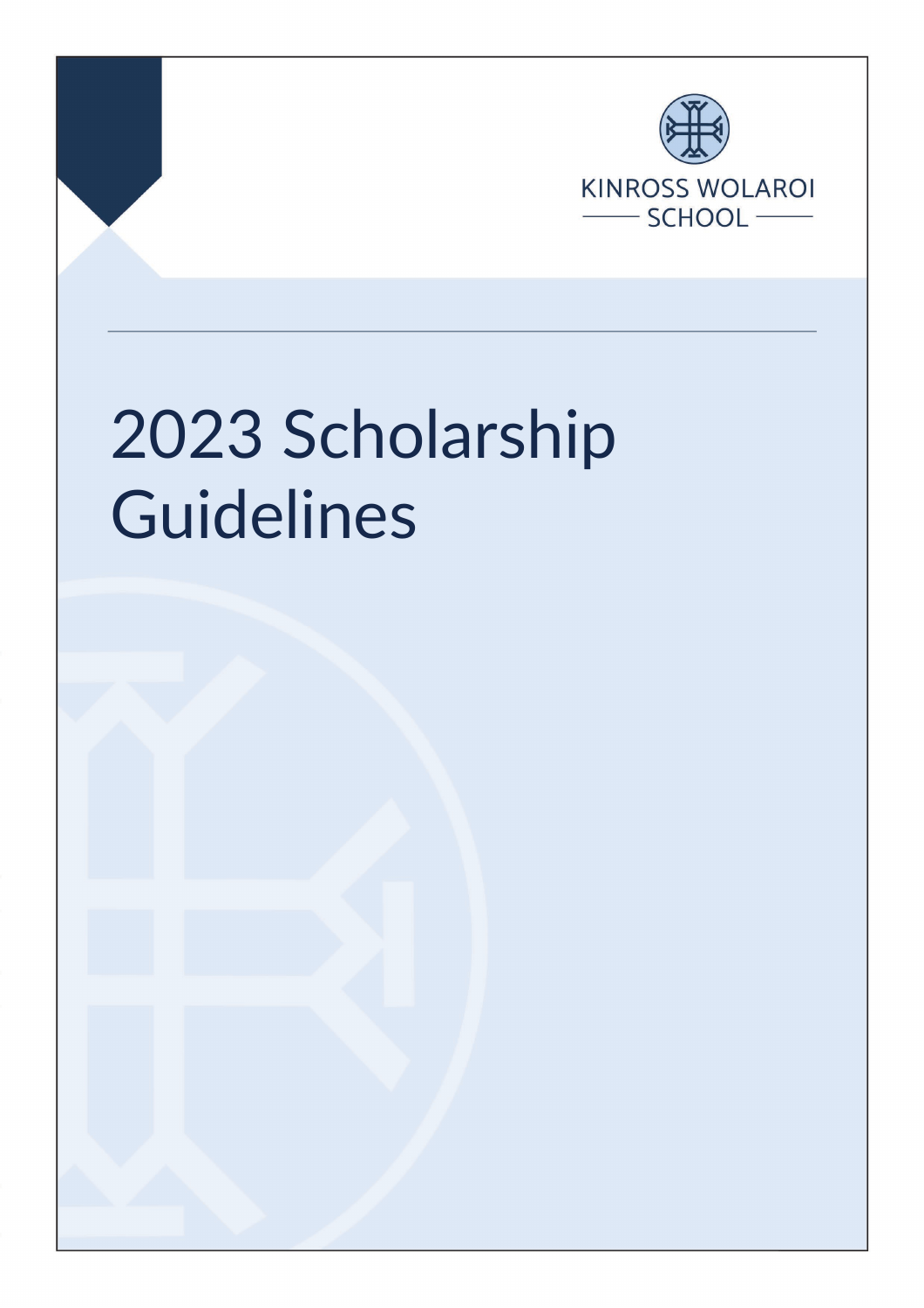KINROSS WOLAROI SCHOOL

# 2023 Scholarship Guidelines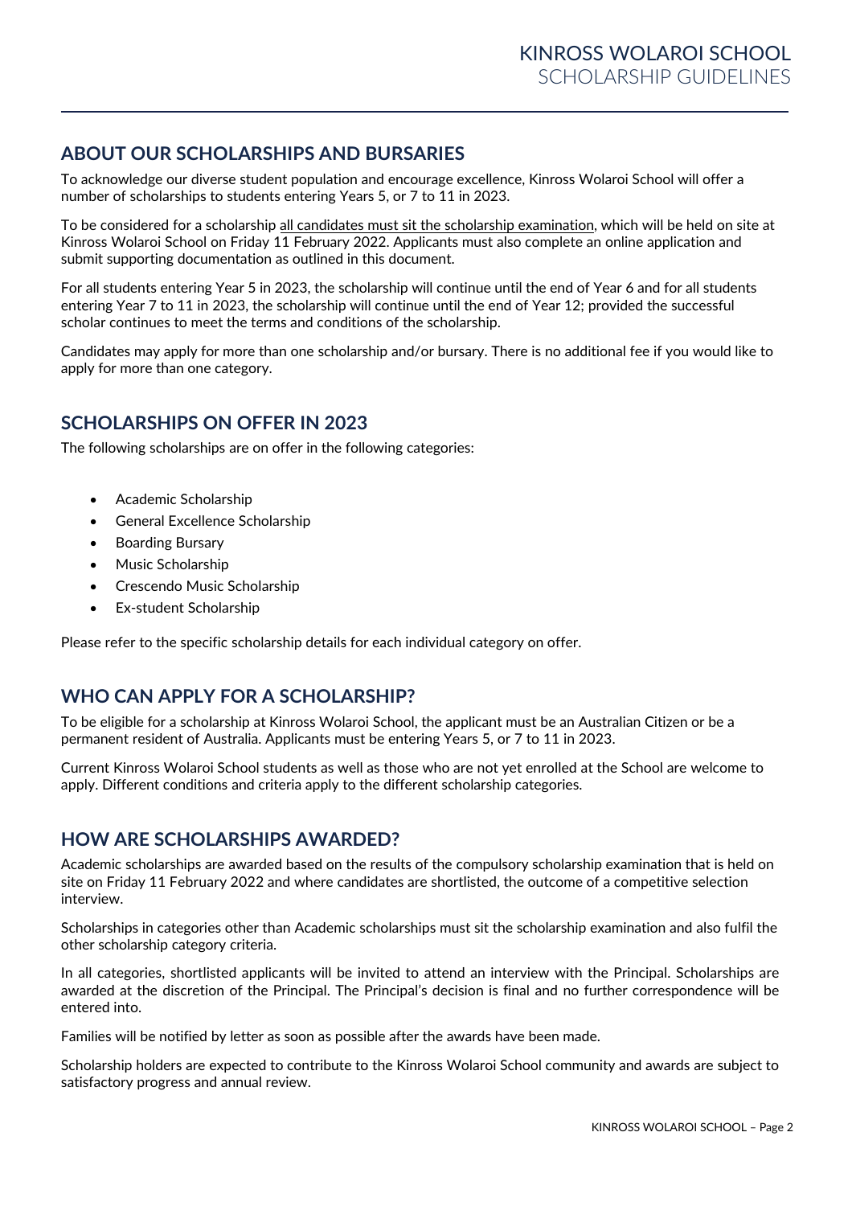## ABOUT OUR SCHOLARSHIPS AND BURSARIES

To acknowledge our diverse student population and encourage excellence, Kinross Wolaroi School will offer a number of scholarships to students entering Years 5, or 7 to 11 in 2023.

To be considered for a scholarship all candidates must sit the scholarship examination, which will be held on site at Kinross Wolaroi School on Friday 11 February 2022. Applicants must also complete an online application and submit supporting documentation as outlined in this document.

For all students entering Year 5 in 2023, the scholarship will continue until the end of Year 6 and for all students entering Year 7 to 11 in 2023, the scholarship will continue until the end of Year 12; provided the successful scholar continues to meet the terms and conditions of the scholarship.

Candidates may apply for more than one scholarship and/or bursary. There is no additional fee if you would like to apply for more than one category.

## SCHOLARSHIPS ON OFFER IN 2023

The following scholarships are on offer in the following categories:

- Academic Scholarship
- General Excellence Scholarship
- Boarding Bursary
- Music Scholarship
- Crescendo Music Scholarship
- Ex-student Scholarship

Please refer to the specific scholarship details for each individual category on offer.

## WHO CAN APPLY FOR A SCHOLARSHIP?

To be eligible for a scholarship at Kinross Wolaroi School, the applicant must be an Australian Citizen or be a permanent resident of Australia. Applicants must be entering Years 5, or 7 to 11 in 2023.

Current Kinross Wolaroi School students as well as those who are not yet enrolled at the School are welcome to apply. Different conditions and criteria apply to the different scholarship categories.

## HOW ARE SCHOLARSHIPS AWARDED?

Academic scholarships are awarded based on the results of the compulsory scholarship examination that is held on site on Friday 11 February 2022 and where candidates are shortlisted, the outcome of a competitive selection interview.

Scholarships in categories other than Academic scholarships must sit the scholarship examination and also fulfil the other scholarship category criteria.

In all categories, shortlisted applicants will be invited to attend an interview with the Principal. Scholarships are awarded at the discretion of the Principal. The Principal's decision is final and no further correspondence will be entered into.

Families will be notified by letter as soon as possible after the awards have been made.

Scholarship holders are expected to contribute to the Kinross Wolaroi School community and awards are subject to satisfactory progress and annual review.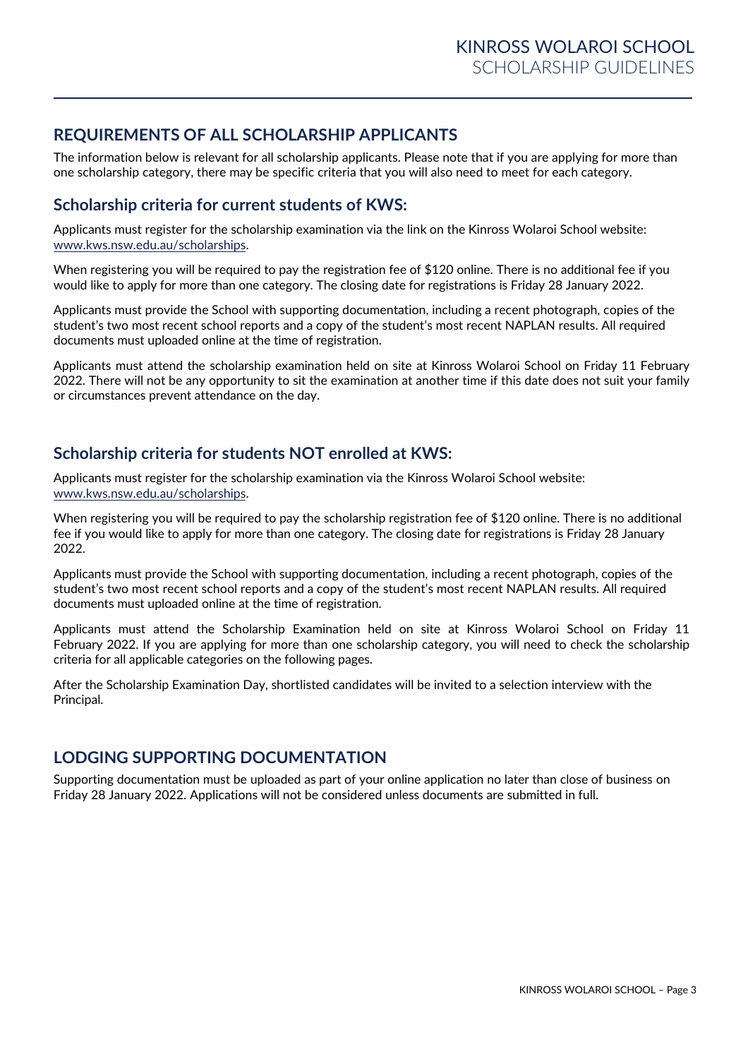## REQUIREMENTS OF ALL SCHOLARSHIP APPLICANTS

The information below is relevant for all scholarship applicants. Please note that if you are applying for more than one scholarship category, there may be specific criteria that you will also need to meet for each category.

### Scholarship criteria for current students of KWS:

Applicants must register for the scholarship examination via the link on the Kinross Wolaroi School website: [www.kws.nsw.edu.au/scholarships](http://www.kws.nsw.edu.au/scholarships).

When registering you will be required to pay the registration fee of $120 online. There is no additional fee if you would like to apply for more than one category. The closing date for registrations is Friday 28 January 2022.

Applicants must provide the School with supporting documentation, including a recent photograph, copies of the student's two most recent school reports and a copy of the student's most recent NAPLAN results. All required documents must uploaded online at the time of registration.

Applicants must attend the scholarship examination held on site at Kinross Wolaroi School on Friday 11 February 2022. There will not be any opportunity to sit the examination at another time if this date does not suit your family or circumstances prevent attendance on the day.

### Scholarship criteria for students NOT enrolled at KWS:

Applicants must register for the scholarship examination via the Kinross Wolaroi School website: [www.kws.nsw.edu.au/scholarships](http://www.kws.nsw.edu.au/scholarships).

When registering you will be required to pay the scholarship registration fee of $120 online. There is no additional fee if you would like to apply for more than one category. The closing date for registrations is Friday 28 January 2022.

Applicants must provide the School with supporting documentation, including a recent photograph, copies of the student's two most recent school reports and a copy of the student's most recent NAPLAN results. All required documents must uploaded online at the time of registration.

Applicants must attend the Scholarship Examination held on site at Kinross Wolaroi School on Friday 11 February 2022. If you are applying for more than one scholarship category, you will need to check the scholarship criteria for all applicable categories on the following pages.

After the Scholarship Examination Day, shortlisted candidates will be invited to a selection interview with the Principal.

## LODGING SUPPORTING DOCUMENTATION

Supporting documentation must be uploaded as part of your online application no later than close of business on Friday 28 January 2022. Applications will not be considered unless documents are submitted in full.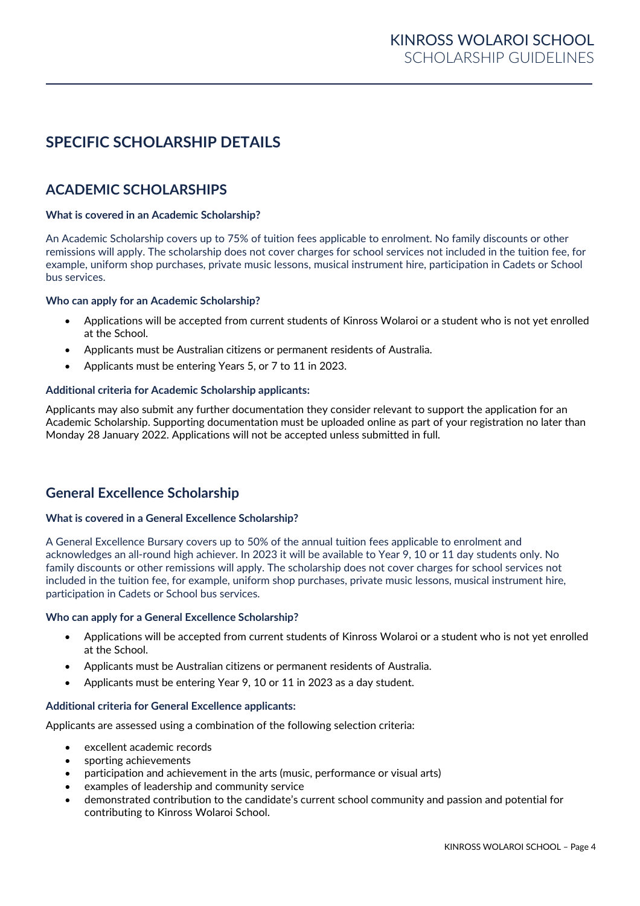## SPECIFIC SCHOLARSHIP DETAILS

### ACADEMIC SCHOLARSHIPS

**What is covered in an Academic Scholarship?**

An Academic Scholarship covers up to 75% of tuition fees applicable to enrolment. No family discounts or other remissions will apply. The scholarship does not cover charges for school services not included in the tuition fee, for example, uniform shop purchases, private music lessons, musical instrument hire, participation in Cadets or School bus services.

**Who can apply for an Academic Scholarship?**

- Applications will be accepted from current students of Kinross Wolaroi or a student who is not yet enrolled at the School.
- Applicants must be Australian citizens or permanent residents of Australia.
- Applicants must be entering Years 5, or 7 to 11 in 2023.

**Additional criteria for Academic Scholarship applicants:**

Applicants may also submit any further documentation they consider relevant to support the application for an Academic Scholarship. Supporting documentation must be uploaded online as part of your registration no later than Monday 28 January 2022. Applications will not be accepted unless submitted in full.

### General Excellence Scholarship

**What is covered in a General Excellence Scholarship?**

A General Excellence Bursary covers up to 50% of the annual tuition fees applicable to enrolment and acknowledges an all-round high achiever. In 2023 it will be available to Year 9, 10 or 11 day students only. No family discounts or other remissions will apply. The scholarship does not cover charges for school services not included in the tuition fee, for example, uniform shop purchases, private music lessons, musical instrument hire, participation in Cadets or School bus services.

**Who can apply for a General Excellence Scholarship?**

- Applications will be accepted from current students of Kinross Wolaroi or a student who is not yet enrolled at the School.
- Applicants must be Australian citizens or permanent residents of Australia.
- Applicants must be entering Year 9, 10 or 11 in 2023 as a day student.

**Additional criteria for General Excellence applicants:**

Applicants are assessed using a combination of the following selection criteria:

- excellent academic records
- sporting achievements
- participation and achievement in the arts (music, performance or visual arts)
- examples of leadership and community service
- demonstrated contribution to the candidate's current school community and passion and potential for contributing to Kinross Wolaroi School.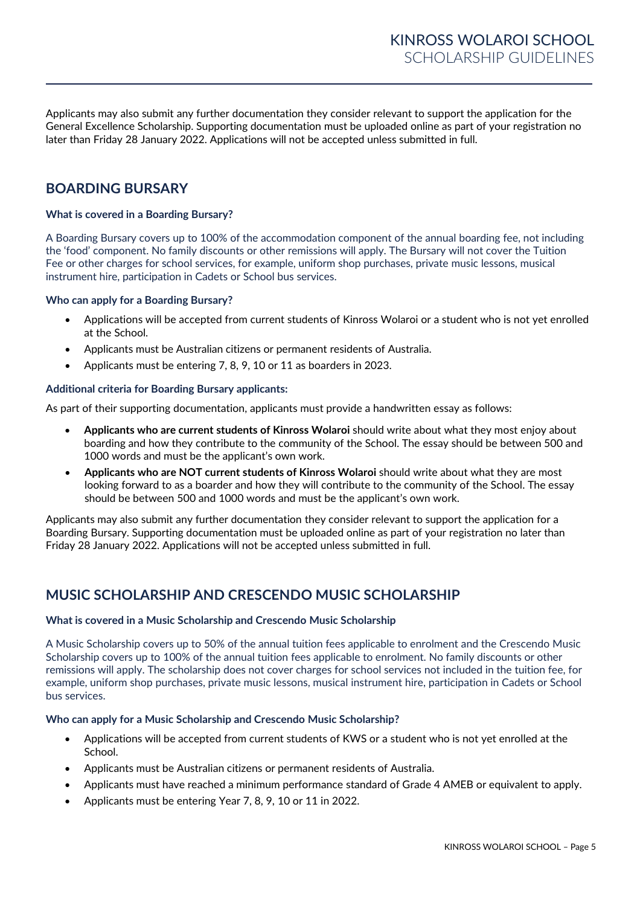Applicants may also submit any further documentation they consider relevant to support the application for the General Excellence Scholarship. Supporting documentation must be uploaded online as part of your registration no later than Friday 28 January 2022. Applications will not be accepted unless submitted in full.

## BOARDING BURSARY

#### What is covered in a Boarding Bursary?

A Boarding Bursary covers up to 100% of the accommodation component of the annual boarding fee, not including the 'food' component. No family discounts or other remissions will apply. The Bursary will not cover the Tuition Fee or other charges for school services, for example, uniform shop purchases, private music lessons, musical instrument hire, participation in Cadets or School bus services.

#### Who can apply for a Boarding Bursary?

- Applications will be accepted from current students of Kinross Wolaroi or a student who is not yet enrolled at the School.
- Applicants must be Australian citizens or permanent residents of Australia.
- Applicants must be entering 7, 8, 9, 10 or 11 as boarders in 2023.

#### Additional criteria for Boarding Bursary applicants:

As part of their supporting documentation, applicants must provide a handwritten essay as follows:

- **Applicants who are current students of Kinross Wolaroi** should write about what they most enjoy about boarding and how they contribute to the community of the School. The essay should be between 500 and 1000 words and must be the applicant's own work.
- **Applicants who are NOT current students of Kinross Wolaroi** should write about what they are most looking forward to as a boarder and how they will contribute to the community of the School. The essay should be between 500 and 1000 words and must be the applicant's own work.

Applicants may also submit any further documentation they consider relevant to support the application for a Boarding Bursary. Supporting documentation must be uploaded online as part of your registration no later than Friday 28 January 2022. Applications will not be accepted unless submitted in full.

## MUSIC SCHOLARSHIP AND CRESCENDO MUSIC SCHOLARSHIP

#### What is covered in a Music Scholarship and Crescendo Music Scholarship

A Music Scholarship covers up to 50% of the annual tuition fees applicable to enrolment and the Crescendo Music Scholarship covers up to 100% of the annual tuition fees applicable to enrolment. No family discounts or other remissions will apply. The scholarship does not cover charges for school services not included in the tuition fee, for example, uniform shop purchases, private music lessons, musical instrument hire, participation in Cadets or School bus services.

#### Who can apply for a Music Scholarship and Crescendo Music Scholarship?

- Applications will be accepted from current students of KWS or a student who is not yet enrolled at the School.
- Applicants must be Australian citizens or permanent residents of Australia.
- Applicants must have reached a minimum performance standard of Grade 4 AMEB or equivalent to apply.
- Applicants must be entering Year 7, 8, 9, 10 or 11 in 2022.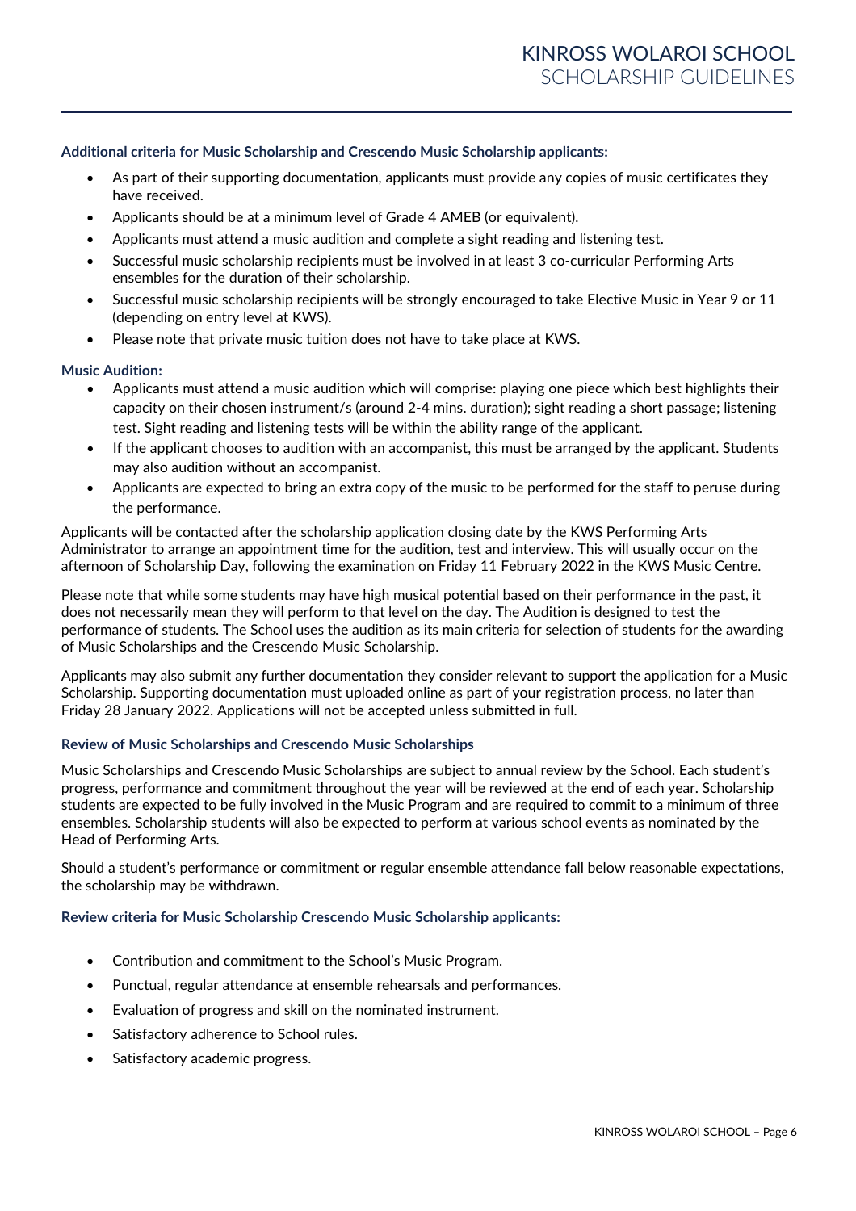### Additional criteria for Music Scholarship and Crescendo Music Scholarship applicants:

- As part of their supporting documentation, applicants must provide any copies of music certificates they have received.
- Applicants should be at a minimum level of Grade 4 AMEB (or equivalent).
- Applicants must attend a music audition and complete a sight reading and listening test.
- Successful music scholarship recipients must be involved in at least 3 co-curricular Performing Arts ensembles for the duration of their scholarship.
- Successful music scholarship recipients will be strongly encouraged to take Elective Music in Year 9 or 11 (depending on entry level at KWS).
- Please note that private music tuition does not have to take place at KWS.

### Music Audition:

- Applicants must attend a music audition which will comprise: playing one piece which best highlights their capacity on their chosen instrument/s (around 2-4 mins. duration); sight reading a short passage; listening test. Sight reading and listening tests will be within the ability range of the applicant.
- If the applicant chooses to audition with an accompanist, this must be arranged by the applicant. Students may also audition without an accompanist.
- Applicants are expected to bring an extra copy of the music to be performed for the staff to peruse during the performance.

Applicants will be contacted after the scholarship application closing date by the KWS Performing Arts Administrator to arrange an appointment time for the audition, test and interview. This will usually occur on the afternoon of Scholarship Day, following the examination on Friday 11 February 2022 in the KWS Music Centre.

Please note that while some students may have high musical potential based on their performance in the past, it does not necessarily mean they will perform to that level on the day. The Audition is designed to test the performance of students. The School uses the audition as its main criteria for selection of students for the awarding of Music Scholarships and the Crescendo Music Scholarship.

Applicants may also submit any further documentation they consider relevant to support the application for a Music Scholarship. Supporting documentation must uploaded online as part of your registration process, no later than Friday 28 January 2022. Applications will not be accepted unless submitted in full.

### Review of Music Scholarships and Crescendo Music Scholarships

Music Scholarships and Crescendo Music Scholarships are subject to annual review by the School. Each student's progress, performance and commitment throughout the year will be reviewed at the end of each year. Scholarship students are expected to be fully involved in the Music Program and are required to commit to a minimum of three ensembles. Scholarship students will also be expected to perform at various school events as nominated by the Head of Performing Arts.

Should a student's performance or commitment or regular ensemble attendance fall below reasonable expectations, the scholarship may be withdrawn.

### Review criteria for Music Scholarship Crescendo Music Scholarship applicants:

- Contribution and commitment to the School's Music Program.
- Punctual, regular attendance at ensemble rehearsals and performances.
- Evaluation of progress and skill on the nominated instrument.
- Satisfactory adherence to School rules.
- Satisfactory academic progress.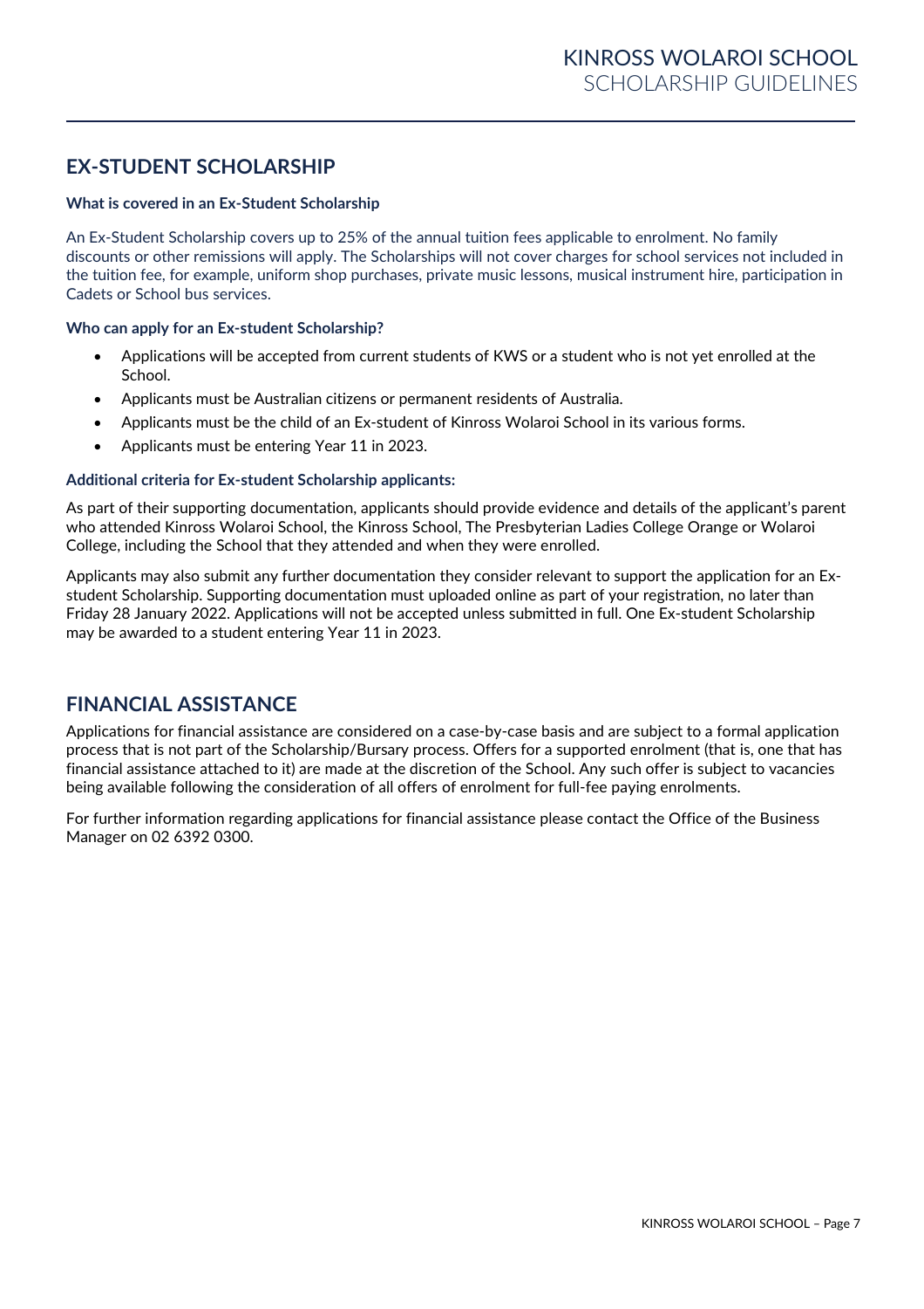## EX-STUDENT SCHOLARSHIP

### What is covered in an Ex-Student Scholarship

An Ex-Student Scholarship covers up to 25% of the annual tuition fees applicable to enrolment. No family discounts or other remissions will apply. The Scholarships will not cover charges for school services not included in the tuition fee, for example, uniform shop purchases, private music lessons, musical instrument hire, participation in Cadets or School bus services.

### Who can apply for an Ex-student Scholarship?

- Applications will be accepted from current students of KWS or a student who is not yet enrolled at the School.
- Applicants must be Australian citizens or permanent residents of Australia.
- Applicants must be the child of an Ex-student of Kinross Wolaroi School in its various forms.
- Applicants must be entering Year 11 in 2023.

### Additional criteria for Ex-student Scholarship applicants:

As part of their supporting documentation, applicants should provide evidence and details of the applicant's parent who attended Kinross Wolaroi School, the Kinross School, The Presbyterian Ladies College Orange or Wolaroi College, including the School that they attended and when they were enrolled.

Applicants may also submit any further documentation they consider relevant to support the application for an Ex-student Scholarship. Supporting documentation must uploaded online as part of your registration, no later than Friday 28 January 2022. Applications will not be accepted unless submitted in full. One Ex-student Scholarship may be awarded to a student entering Year 11 in 2023.

## FINANCIAL ASSISTANCE

Applications for financial assistance are considered on a case-by-case basis and are subject to a formal application process that is not part of the Scholarship/Bursary process. Offers for a supported enrolment (that is, one that has financial assistance attached to it) are made at the discretion of the School. Any such offer is subject to vacancies being available following the consideration of all offers of enrolment for full-fee paying enrolments.

For further information regarding applications for financial assistance please contact the Office of the Business Manager on 02 6392 0300.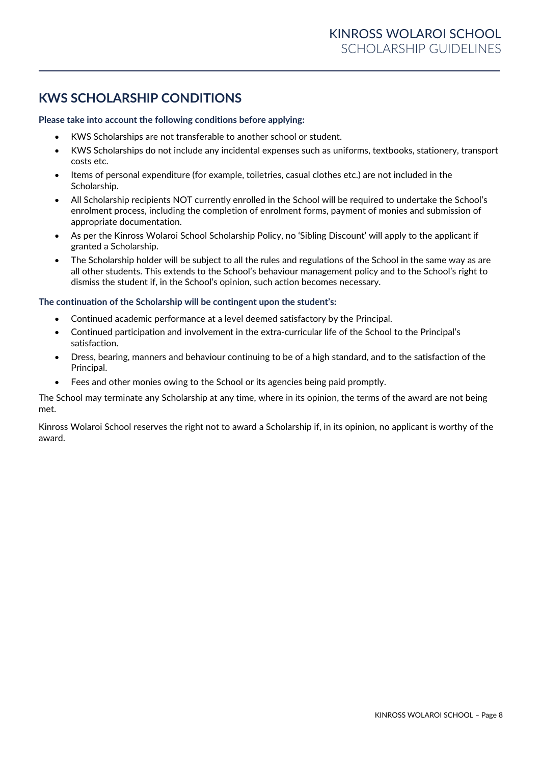## KWS SCHOLARSHIP CONDITIONS

**Please take into account the following conditions before applying:**

- KWS Scholarships are not transferable to another school or student.
- KWS Scholarships do not include any incidental expenses such as uniforms, textbooks, stationery, transport costs etc.
- Items of personal expenditure (for example, toiletries, casual clothes etc.) are not included in the Scholarship.
- All Scholarship recipients NOT currently enrolled in the School will be required to undertake the School's enrolment process, including the completion of enrolment forms, payment of monies and submission of appropriate documentation.
- As per the Kinross Wolaroi School Scholarship Policy, no 'Sibling Discount' will apply to the applicant if granted a Scholarship.
- The Scholarship holder will be subject to all the rules and regulations of the School in the same way as are all other students. This extends to the School's behaviour management policy and to the School's right to dismiss the student if, in the School's opinion, such action becomes necessary.

**The continuation of the Scholarship will be contingent upon the student's:**

- Continued academic performance at a level deemed satisfactory by the Principal.
- Continued participation and involvement in the extra-curricular life of the School to the Principal's satisfaction.
- Dress, bearing, manners and behaviour continuing to be of a high standard, and to the satisfaction of the Principal.
- Fees and other monies owing to the School or its agencies being paid promptly.

The School may terminate any Scholarship at any time, where in its opinion, the terms of the award are not being met.

Kinross Wolaroi School reserves the right not to award a Scholarship if, in its opinion, no applicant is worthy of the award.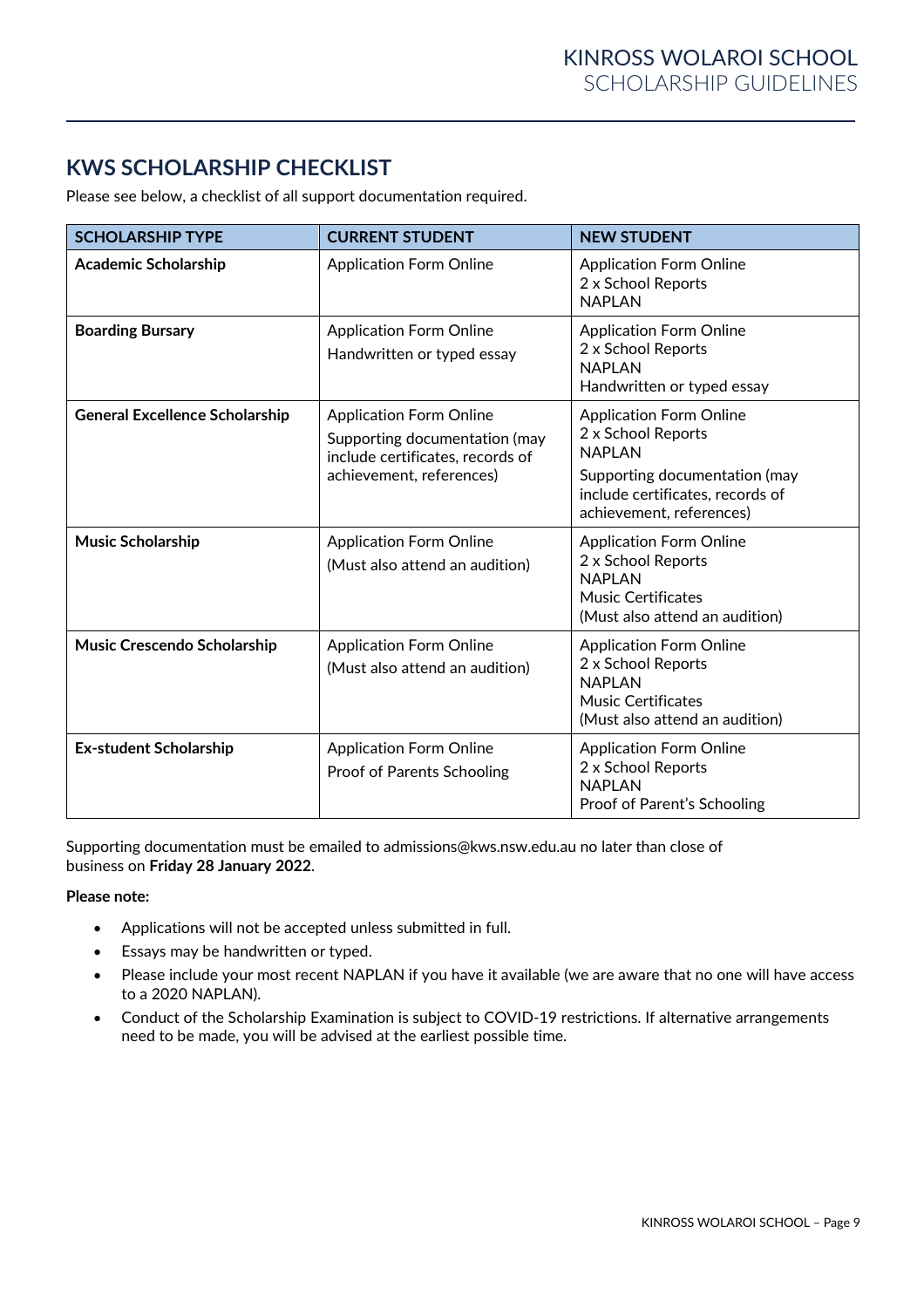## KWS SCHOLARSHIP CHECKLIST

Please see below, a checklist of all support documentation required.

| SCHOLARSHIP TYPE | CURRENT STUDENT | NEW STUDENT |
|---|---|---|
| **Academic Scholarship** | Application Form Online | Application Form Online<br>2 x School Reports<br>NAPLAN |
| **Boarding Bursary** | Application Form Online<br>Handwritten or typed essay | Application Form Online<br>2 x School Reports<br>NAPLAN<br>Handwritten or typed essay |
| **General Excellence Scholarship** | Application Form Online<br>Supporting documentation (may include certificates, records of achievement, references) | Application Form Online<br>2 x School Reports<br>NAPLAN<br>Supporting documentation (may include certificates, records of achievement, references) |
| **Music Scholarship** | Application Form Online<br>(Must also attend an audition) | Application Form Online<br>2 x School Reports<br>NAPLAN<br>Music Certificates<br>(Must also attend an audition) |
| **Music Crescendo Scholarship** | Application Form Online<br>(Must also attend an audition) | Application Form Online<br>2 x School Reports<br>NAPLAN<br>Music Certificates<br>(Must also attend an audition) |
| **Ex-student Scholarship** | Application Form Online<br>Proof of Parents Schooling | Application Form Online<br>2 x School Reports<br>NAPLAN<br>Proof of Parent's Schooling |

Supporting documentation must be emailed to admissions@kws.nsw.edu.au no later than close of business on **Friday 28 January 2022**.

**Please note:**

- Applications will not be accepted unless submitted in full.
- Essays may be handwritten or typed.
- Please include your most recent NAPLAN if you have it available (we are aware that no one will have access to a 2020 NAPLAN).
- Conduct of the Scholarship Examination is subject to COVID-19 restrictions. If alternative arrangements need to be made, you will be advised at the earliest possible time.